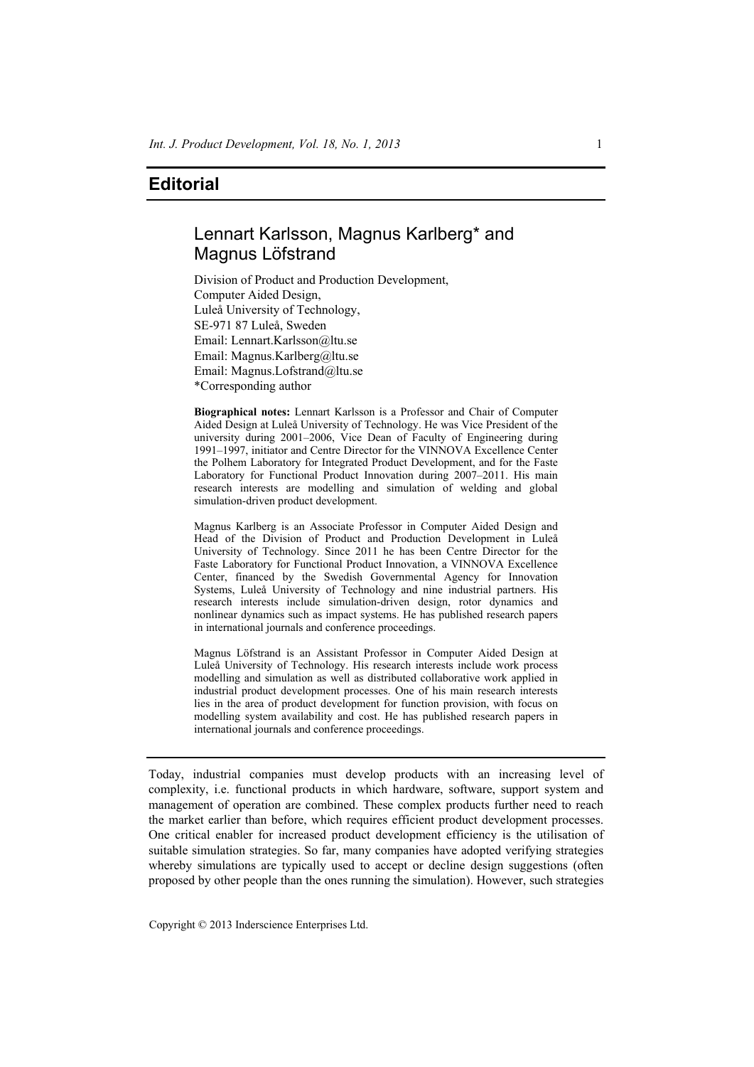# Editorial

## Lennart Karlsson, Magnus Karlberg* and Magnus Löfstrand

Division of Product and Production Development,
Computer Aided Design,
Luleå University of Technology,
SE-971 87 Luleå, Sweden
Email: Lennart.Karlsson@ltu.se
Email: Magnus.Karlberg@ltu.se
Email: Magnus.Lofstrand@ltu.se
*Corresponding author

**Biographical notes:** Lennart Karlsson is a Professor and Chair of Computer Aided Design at Luleå University of Technology. He was Vice President of the university during 2001–2006, Vice Dean of Faculty of Engineering during 1991–1997, initiator and Centre Director for the VINNOVA Excellence Center the Polhem Laboratory for Integrated Product Development, and for the Faste Laboratory for Functional Product Innovation during 2007–2011. His main research interests are modelling and simulation of welding and global simulation-driven product development.

Magnus Karlberg is an Associate Professor in Computer Aided Design and Head of the Division of Product and Production Development in Luleå University of Technology. Since 2011 he has been Centre Director for the Faste Laboratory for Functional Product Innovation, a VINNOVA Excellence Center, financed by the Swedish Governmental Agency for Innovation Systems, Luleå University of Technology and nine industrial partners. His research interests include simulation-driven design, rotor dynamics and nonlinear dynamics such as impact systems. He has published research papers in international journals and conference proceedings.

Magnus Löfstrand is an Assistant Professor in Computer Aided Design at Luleå University of Technology. His research interests include work process modelling and simulation as well as distributed collaborative work applied in industrial product development processes. One of his main research interests lies in the area of product development for function provision, with focus on modelling system availability and cost. He has published research papers in international journals and conference proceedings.

---

Today, industrial companies must develop products with an increasing level of complexity, i.e. functional products in which hardware, software, support system and management of operation are combined. These complex products further need to reach the market earlier than before, which requires efficient product development processes. One critical enabler for increased product development efficiency is the utilisation of suitable simulation strategies. So far, many companies have adopted verifying strategies whereby simulations are typically used to accept or decline design suggestions (often proposed by other people than the ones running the simulation). However, such strategies

Copyright © 2013 Inderscience Enterprises Ltd.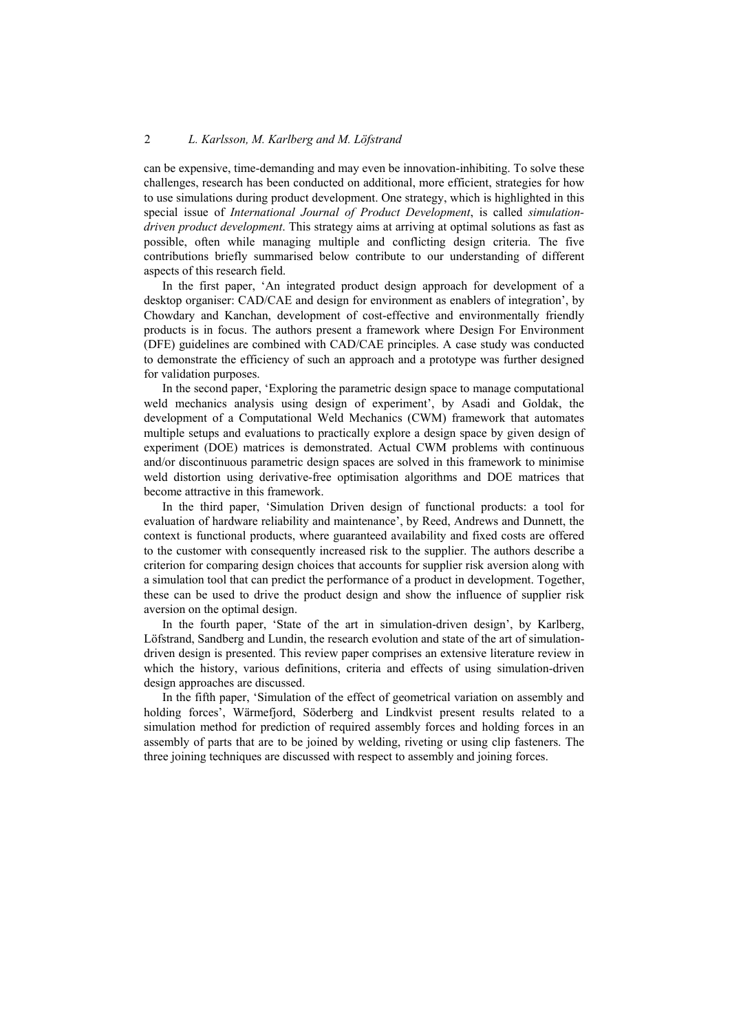can be expensive, time-demanding and may even be innovation-inhibiting. To solve these challenges, research has been conducted on additional, more efficient, strategies for how to use simulations during product development. One strategy, which is highlighted in this special issue of *International Journal of Product Development*, is called *simulation-driven product development*. This strategy aims at arriving at optimal solutions as fast as possible, often while managing multiple and conflicting design criteria. The five contributions briefly summarised below contribute to our understanding of different aspects of this research field.

In the first paper, 'An integrated product design approach for development of a desktop organiser: CAD/CAE and design for environment as enablers of integration', by Chowdary and Kanchan, development of cost-effective and environmentally friendly products is in focus. The authors present a framework where Design For Environment (DFE) guidelines are combined with CAD/CAE principles. A case study was conducted to demonstrate the efficiency of such an approach and a prototype was further designed for validation purposes.

In the second paper, 'Exploring the parametric design space to manage computational weld mechanics analysis using design of experiment', by Asadi and Goldak, the development of a Computational Weld Mechanics (CWM) framework that automates multiple setups and evaluations to practically explore a design space by given design of experiment (DOE) matrices is demonstrated. Actual CWM problems with continuous and/or discontinuous parametric design spaces are solved in this framework to minimise weld distortion using derivative-free optimisation algorithms and DOE matrices that become attractive in this framework.

In the third paper, 'Simulation Driven design of functional products: a tool for evaluation of hardware reliability and maintenance', by Reed, Andrews and Dunnett, the context is functional products, where guaranteed availability and fixed costs are offered to the customer with consequently increased risk to the supplier. The authors describe a criterion for comparing design choices that accounts for supplier risk aversion along with a simulation tool that can predict the performance of a product in development. Together, these can be used to drive the product design and show the influence of supplier risk aversion on the optimal design.

In the fourth paper, 'State of the art in simulation-driven design', by Karlberg, Löfstrand, Sandberg and Lundin, the research evolution and state of the art of simulation-driven design is presented. This review paper comprises an extensive literature review in which the history, various definitions, criteria and effects of using simulation-driven design approaches are discussed.

In the fifth paper, 'Simulation of the effect of geometrical variation on assembly and holding forces', Wärmefjord, Söderberg and Lindkvist present results related to a simulation method for prediction of required assembly forces and holding forces in an assembly of parts that are to be joined by welding, riveting or using clip fasteners. The three joining techniques are discussed with respect to assembly and joining forces.